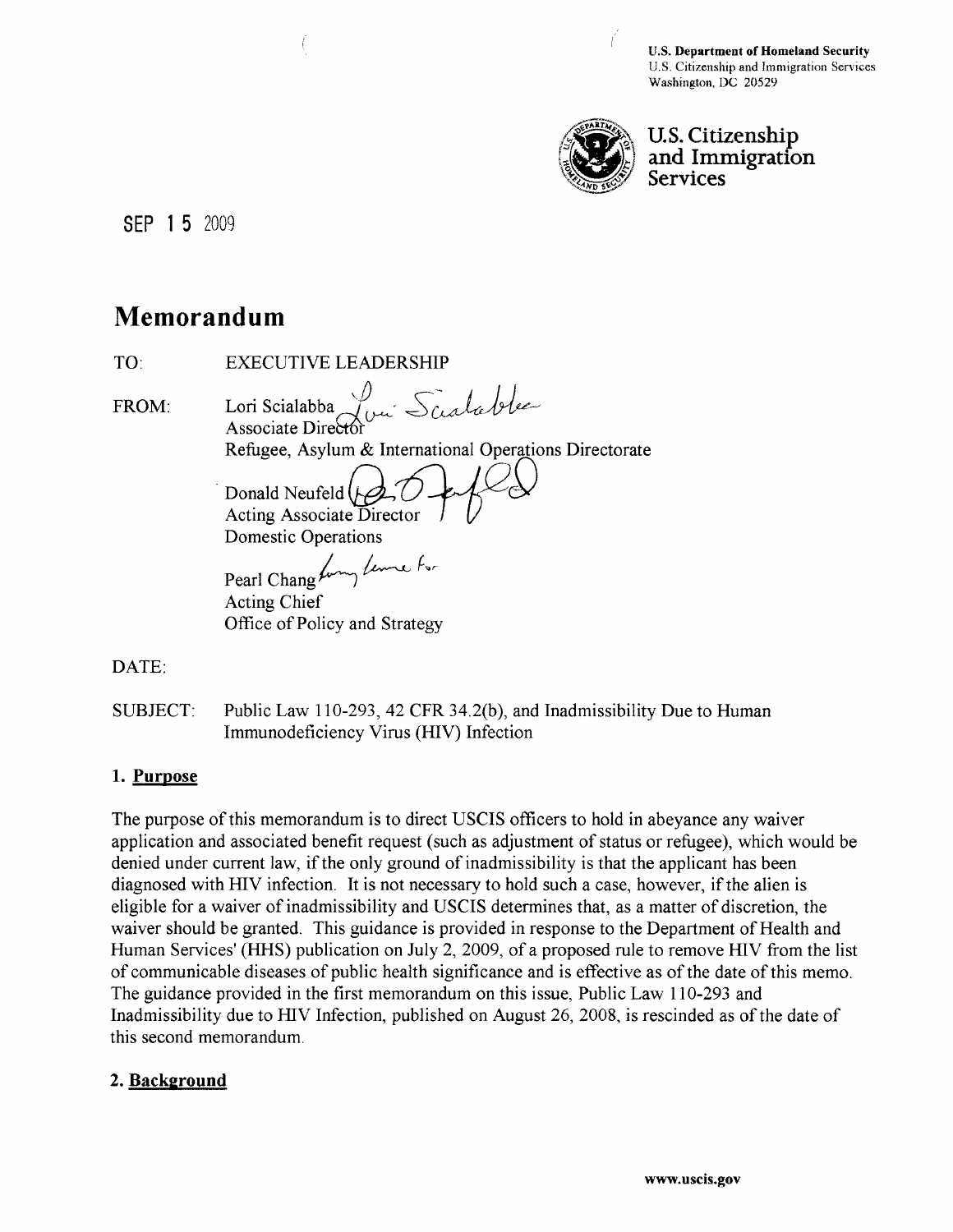U.S. Department of Homeland Security
U.S. Citizenship and Immigration Services
Washington, DC 20529

U.S. Citizenship and Immigration Services

SEP 15 2009

# Memorandum

TO: EXECUTIVE LEADERSHIP

FROM: Lori Scialabba
Associate Director
Refugee, Asylum & International Operations Directorate

Donald Neufeld
Acting Associate Director
Domestic Operations

Pearl Chang
Acting Chief
Office of Policy and Strategy

DATE:

SUBJECT: Public Law 110-293, 42 CFR 34.2(b), and Inadmissibility Due to Human Immunodeficiency Virus (HIV) Infection

## 1. Purpose

The purpose of this memorandum is to direct USCIS officers to hold in abeyance any waiver application and associated benefit request (such as adjustment of status or refugee), which would be denied under current law, if the only ground of inadmissibility is that the applicant has been diagnosed with HIV infection. It is not necessary to hold such a case, however, if the alien is eligible for a waiver of inadmissibility and USCIS determines that, as a matter of discretion, the waiver should be granted. This guidance is provided in response to the Department of Health and Human Services' (HHS) publication on July 2, 2009, of a proposed rule to remove HIV from the list of communicable diseases of public health significance and is effective as of the date of this memo. The guidance provided in the first memorandum on this issue, Public Law 110-293 and Inadmissibility due to HIV Infection, published on August 26, 2008, is rescinded as of the date of this second memorandum.

## 2. Background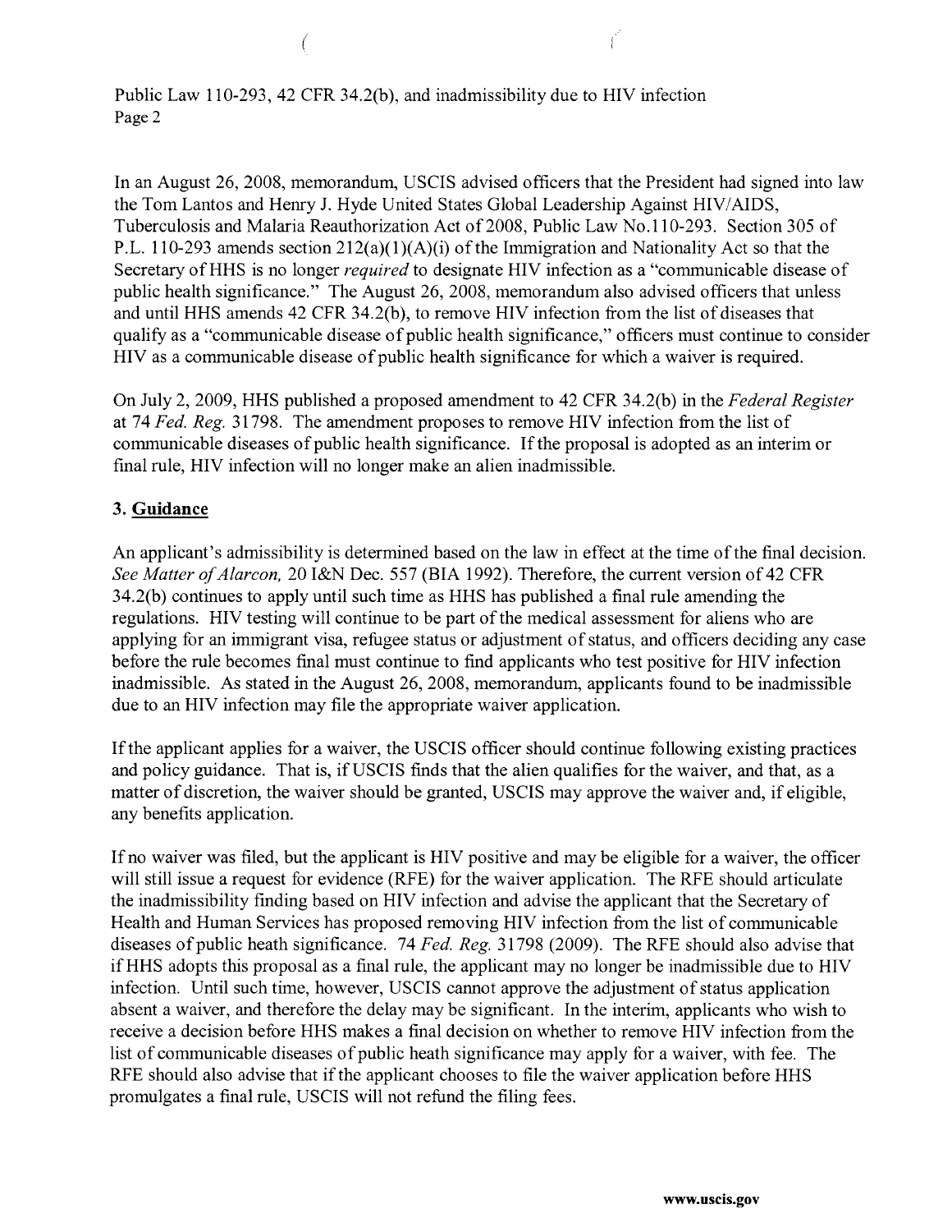In an August 26, 2008, memorandum, USCIS advised officers that the President had signed into law the Tom Lantos and Henry J. Hyde United States Global Leadership Against HIV/AIDS, Tuberculosis and Malaria Reauthorization Act of 2008, Public Law No.110-293. Section 305 of P.L. 110-293 amends section 212(a)(1)(A)(i) of the Immigration and Nationality Act so that the Secretary of HHS is no longer *required* to designate HIV infection as a "communicable disease of public health significance." The August 26, 2008, memorandum also advised officers that unless and until HHS amends 42 CFR 34.2(b), to remove HIV infection from the list of diseases that qualify as a "communicable disease of public health significance," officers must continue to consider HIV as a communicable disease of public health significance for which a waiver is required.

On July 2, 2009, HHS published a proposed amendment to 42 CFR 34.2(b) in the *Federal Register* at 74 *Fed. Reg.* 31798. The amendment proposes to remove HIV infection from the list of communicable diseases of public health significance. If the proposal is adopted as an interim or final rule, HIV infection will no longer make an alien inadmissible.

### 3. Guidance

An applicant's admissibility is determined based on the law in effect at the time of the final decision. *See Matter of Alarcon,* 20 I&N Dec. 557 (BIA 1992). Therefore, the current version of 42 CFR 34.2(b) continues to apply until such time as HHS has published a final rule amending the regulations. HIV testing will continue to be part of the medical assessment for aliens who are applying for an immigrant visa, refugee status or adjustment of status, and officers deciding any case before the rule becomes final must continue to find applicants who test positive for HIV infection inadmissible. As stated in the August 26, 2008, memorandum, applicants found to be inadmissible due to an HIV infection may file the appropriate waiver application.

If the applicant applies for a waiver, the USCIS officer should continue following existing practices and policy guidance. That is, if USCIS finds that the alien qualifies for the waiver, and that, as a matter of discretion, the waiver should be granted, USCIS may approve the waiver and, if eligible, any benefits application.

If no waiver was filed, but the applicant is HIV positive and may be eligible for a waiver, the officer will still issue a request for evidence (RFE) for the waiver application. The RFE should articulate the inadmissibility finding based on HIV infection and advise the applicant that the Secretary of Health and Human Services has proposed removing HIV infection from the list of communicable diseases of public heath significance. 74 *Fed. Reg.* 31798 (2009). The RFE should also advise that if HHS adopts this proposal as a final rule, the applicant may no longer be inadmissible due to HIV infection. Until such time, however, USCIS cannot approve the adjustment of status application absent a waiver, and therefore the delay may be significant. In the interim, applicants who wish to receive a decision before HHS makes a final decision on whether to remove HIV infection from the list of communicable diseases of public heath significance may apply for a waiver, with fee. The RFE should also advise that if the applicant chooses to file the waiver application before HHS promulgates a final rule, USCIS will not refund the filing fees.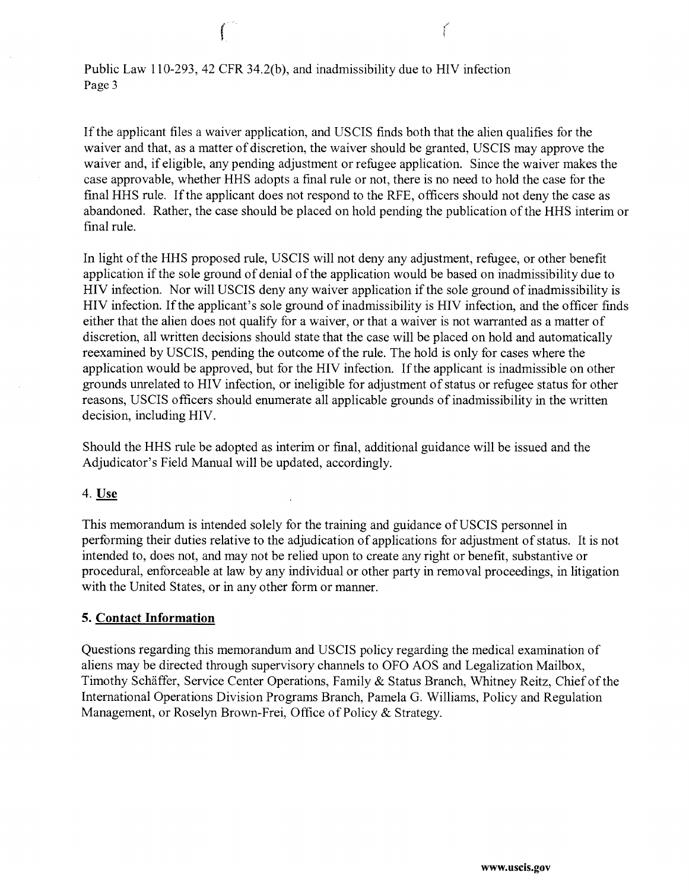If the applicant files a waiver application, and USCIS finds both that the alien qualifies for the waiver and that, as a matter of discretion, the waiver should be granted, USCIS may approve the waiver and, if eligible, any pending adjustment or refugee application. Since the waiver makes the case approvable, whether HHS adopts a final rule or not, there is no need to hold the case for the final HHS rule. If the applicant does not respond to the RFE, officers should not deny the case as abandoned. Rather, the case should be placed on hold pending the publication of the HHS interim or final rule.

In light of the HHS proposed rule, USCIS will not deny any adjustment, refugee, or other benefit application if the sole ground of denial of the application would be based on inadmissibility due to HIV infection. Nor will USCIS deny any waiver application if the sole ground of inadmissibility is HIV infection. If the applicant's sole ground of inadmissibility is HIV infection, and the officer finds either that the alien does not qualify for a waiver, or that a waiver is not warranted as a matter of discretion, all written decisions should state that the case will be placed on hold and automatically reexamined by USCIS, pending the outcome of the rule. The hold is only for cases where the application would be approved, but for the HIV infection. If the applicant is inadmissible on other grounds unrelated to HIV infection, or ineligible for adjustment of status or refugee status for other reasons, USCIS officers should enumerate all applicable grounds of inadmissibility in the written decision, including HIV.

Should the HHS rule be adopted as interim or final, additional guidance will be issued and the Adjudicator's Field Manual will be updated, accordingly.

## 4. Use

This memorandum is intended solely for the training and guidance of USCIS personnel in performing their duties relative to the adjudication of applications for adjustment of status. It is not intended to, does not, and may not be relied upon to create any right or benefit, substantive or procedural, enforceable at law by any individual or other party in removal proceedings, in litigation with the United States, or in any other form or manner.

## 5. Contact Information

Questions regarding this memorandum and USCIS policy regarding the medical examination of aliens may be directed through supervisory channels to OFO AOS and Legalization Mailbox, Timothy Schäffer, Service Center Operations, Family & Status Branch, Whitney Reitz, Chief of the International Operations Division Programs Branch, Pamela G. Williams, Policy and Regulation Management, or Roselyn Brown-Frei, Office of Policy & Strategy.